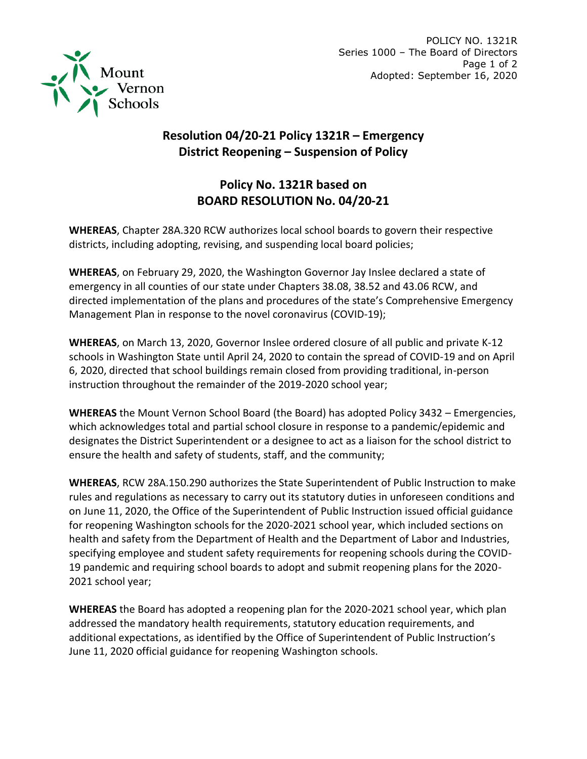POLICY NO. 1321R
Series 1000 – The Board of Directors
Adopted: September 16, 2020

# Resolution 04/20-21 Policy 1321R – Emergency District Reopening – Suspension of Policy

## Policy No. 1321R based on BOARD RESOLUTION No. 04/20-21

**WHEREAS**, Chapter 28A.320 RCW authorizes local school boards to govern their respective districts, including adopting, revising, and suspending local board policies;

**WHEREAS**, on February 29, 2020, the Washington Governor Jay Inslee declared a state of emergency in all counties of our state under Chapters 38.08, 38.52 and 43.06 RCW, and directed implementation of the plans and procedures of the state's Comprehensive Emergency Management Plan in response to the novel coronavirus (COVID-19);

**WHEREAS**, on March 13, 2020, Governor Inslee ordered closure of all public and private K-12 schools in Washington State until April 24, 2020 to contain the spread of COVID-19 and on April 6, 2020, directed that school buildings remain closed from providing traditional, in-person instruction throughout the remainder of the 2019-2020 school year;

**WHEREAS** the Mount Vernon School Board (the Board) has adopted Policy 3432 – Emergencies, which acknowledges total and partial school closure in response to a pandemic/epidemic and designates the District Superintendent or a designee to act as a liaison for the school district to ensure the health and safety of students, staff, and the community;

**WHEREAS**, RCW 28A.150.290 authorizes the State Superintendent of Public Instruction to make rules and regulations as necessary to carry out its statutory duties in unforeseen conditions and on June 11, 2020, the Office of the Superintendent of Public Instruction issued official guidance for reopening Washington schools for the 2020-2021 school year, which included sections on health and safety from the Department of Health and the Department of Labor and Industries, specifying employee and student safety requirements for reopening schools during the COVID-19 pandemic and requiring school boards to adopt and submit reopening plans for the 2020-2021 school year;

**WHEREAS** the Board has adopted a reopening plan for the 2020-2021 school year, which plan addressed the mandatory health requirements, statutory education requirements, and additional expectations, as identified by the Office of Superintendent of Public Instruction's June 11, 2020 official guidance for reopening Washington schools.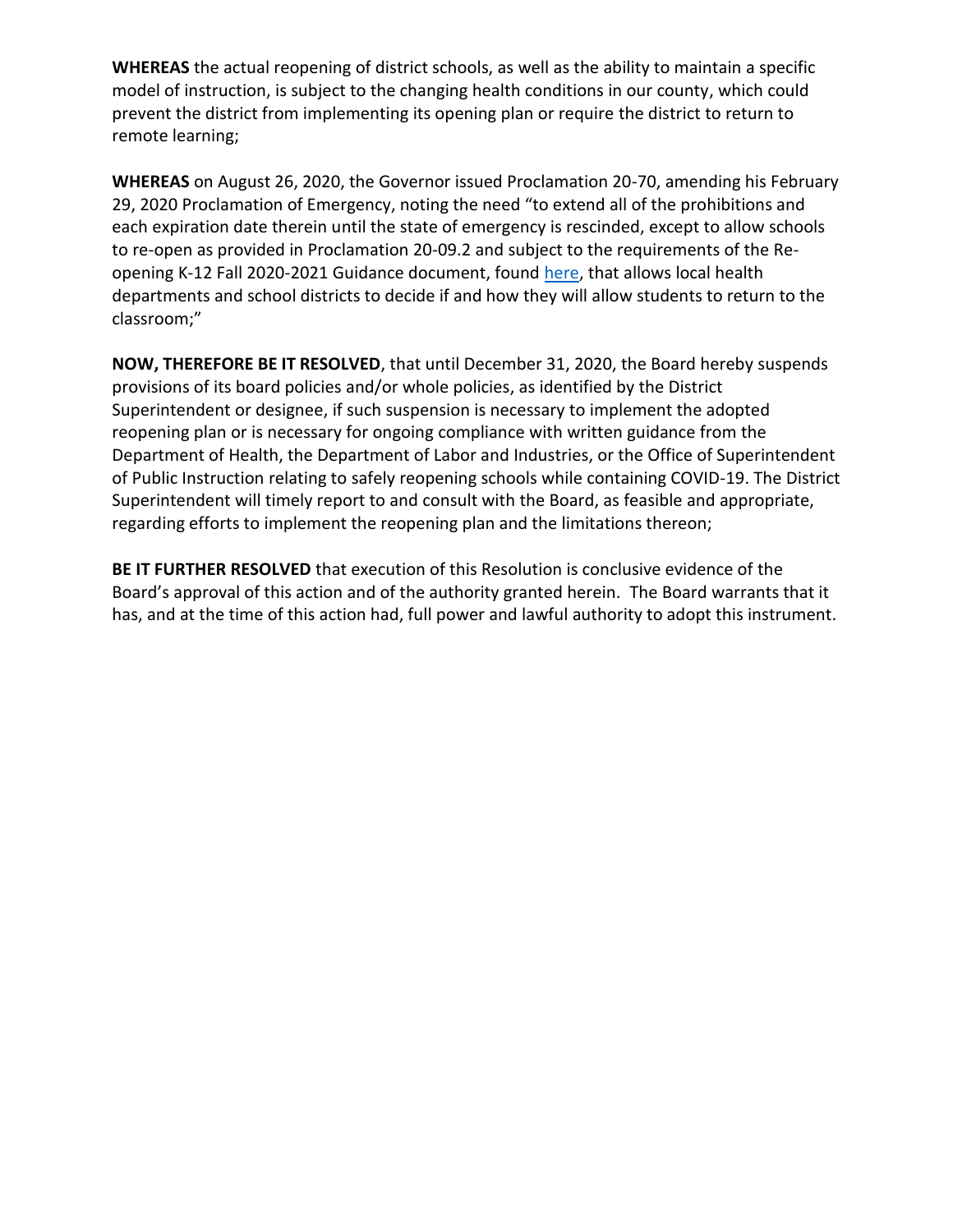**WHEREAS** the actual reopening of district schools, as well as the ability to maintain a specific model of instruction, is subject to the changing health conditions in our county, which could prevent the district from implementing its opening plan or require the district to return to remote learning;

**WHEREAS** on August 26, 2020, the Governor issued Proclamation 20-70, amending his February 29, 2020 Proclamation of Emergency, noting the need "to extend all of the prohibitions and each expiration date therein until the state of emergency is rescinded, except to allow schools to re-open as provided in Proclamation 20-09.2 and subject to the requirements of the Re-opening K-12 Fall 2020-2021 Guidance document, found here, that allows local health departments and school districts to decide if and how they will allow students to return to the classroom;"

**NOW, THEREFORE BE IT RESOLVED**, that until December 31, 2020, the Board hereby suspends provisions of its board policies and/or whole policies, as identified by the District Superintendent or designee, if such suspension is necessary to implement the adopted reopening plan or is necessary for ongoing compliance with written guidance from the Department of Health, the Department of Labor and Industries, or the Office of Superintendent of Public Instruction relating to safely reopening schools while containing COVID-19. The District Superintendent will timely report to and consult with the Board, as feasible and appropriate, regarding efforts to implement the reopening plan and the limitations thereon;

**BE IT FURTHER RESOLVED** that execution of this Resolution is conclusive evidence of the Board's approval of this action and of the authority granted herein. The Board warrants that it has, and at the time of this action had, full power and lawful authority to adopt this instrument.